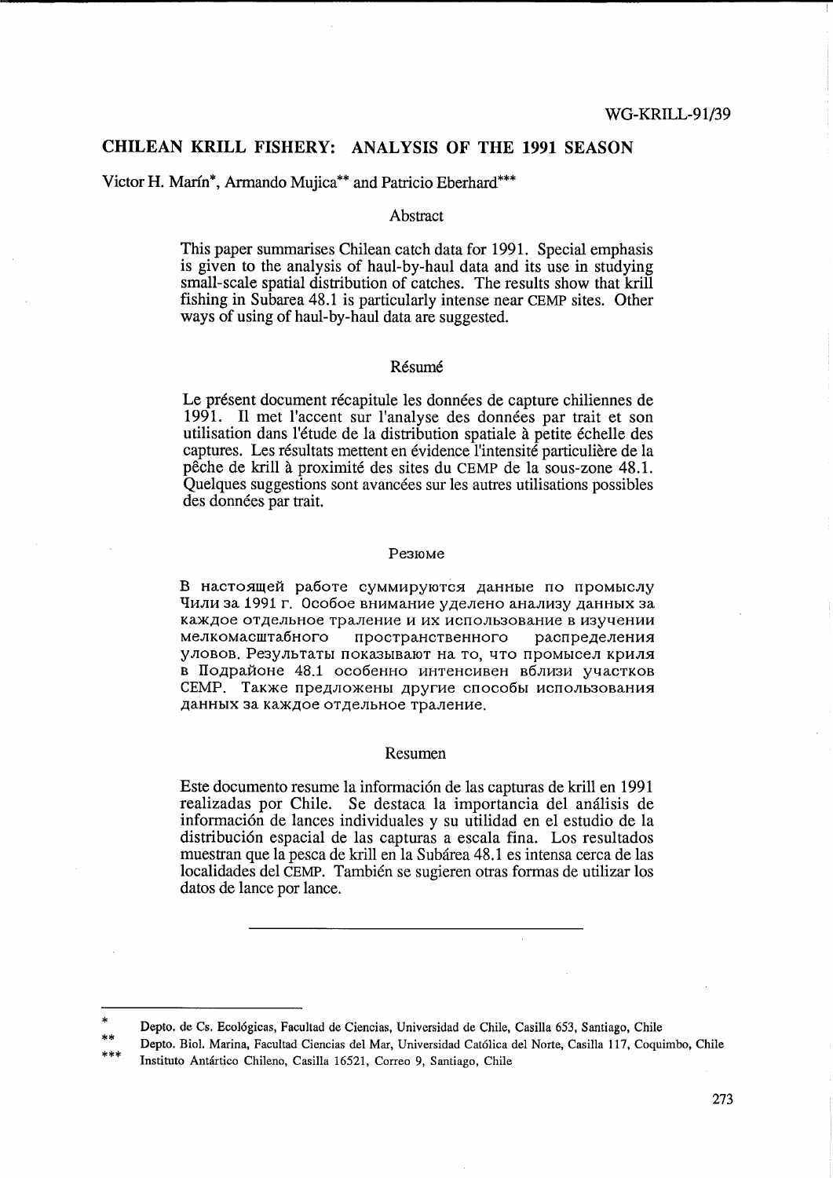WG-KRILL-91/39

# CHILEAN KRILL FISHERY: ANALYSIS OF THE 1991 SEASON

Victor H. Marín*, Armando Mujica** and Patricio Eberhard***

## Abstract

This paper summarises Chilean catch data for 1991. Special emphasis is given to the analysis of haul-by-haul data and its use in studying small-scale spatial distribution of catches. The results show that krill fishing in Subarea 48.1 is particularly intense near CEMP sites. Other ways of using of haul-by-haul data are suggested.

## Résumé

Le présent document récapitule les données de capture chiliennes de 1991. Il met l'accent sur l'analyse des données par trait et son utilisation dans l'étude de la distribution spatiale à petite échelle des captures. Les résultats mettent en évidence l'intensité particulière de la pêche de krill à proximité des sites du CEMP de la sous-zone 48.1. Quelques suggestions sont avancées sur les autres utilisations possibles des données par trait.

## Резюме

В настоящей работе суммируются данные по промыслу Чили за 1991 г. Особое внимание уделено анализу данных за каждое отдельное траление и их использование в изучении мелкомасштабного пространственного распределения уловов. Результаты показывают на то, что промысел криля в Подрайоне 48.1 особенно интенсивен вблизи участков CEMP. Также предложены другие способы использования данных за каждое отдельное траление.

## Resumen

Este documento resume la información de las capturas de krill en 1991 realizadas por Chile. Se destaca la importancia del análisis de información de lances individuales y su utilidad en el estudio de la distribución espacial de las capturas a escala fina. Los resultados muestran que la pesca de krill en la Subárea 48.1 es intensa cerca de las localidades del CEMP. También se sugieren otras formas de utilizar los datos de lance por lance.

---

\* Depto. de Cs. Ecológicas, Facultad de Ciencias, Universidad de Chile, Casilla 653, Santiago, Chile

\*\* Depto. Biol. Marina, Facultad Ciencias del Mar, Universidad Católica del Norte, Casilla 117, Coquimbo, Chile

\*\*\* Instituto Antártico Chileno, Casilla 16521, Correo 9, Santiago, Chile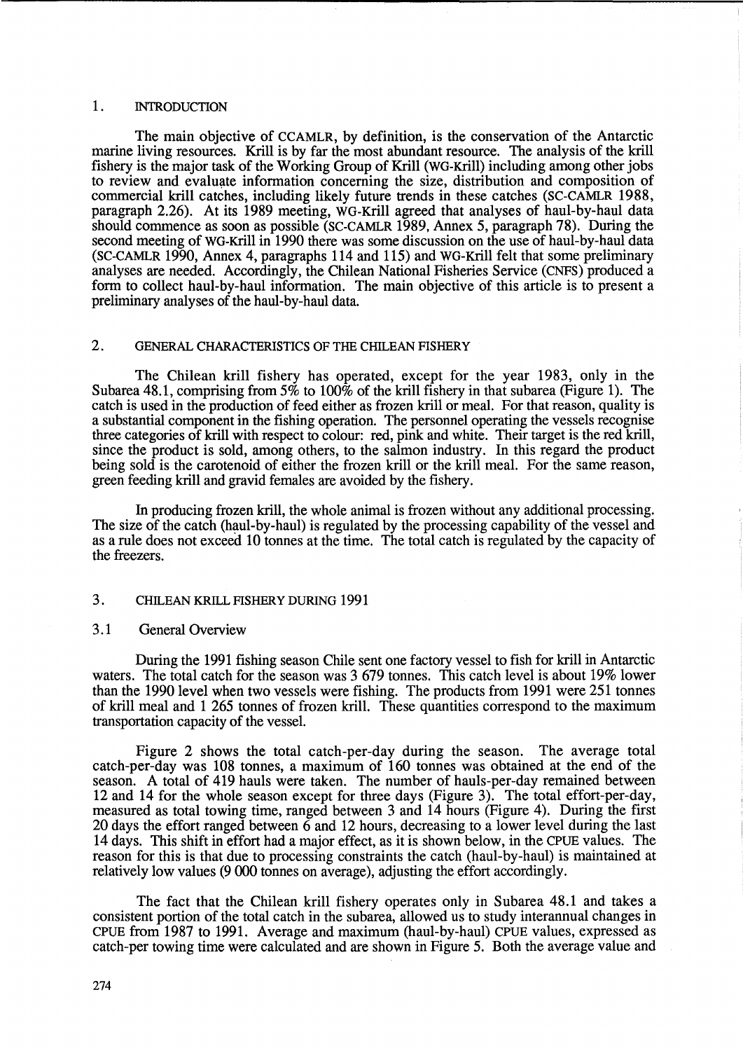## 1. INTRODUCTION

The main objective of CCAMLR, by definition, is the conservation of the Antarctic marine living resources. Krill is by far the most abundant resource. The analysis of the krill fishery is the major task of the Working Group of Krill (WG-Krill) including among other jobs to review and evaluate information concerning the size, distribution and composition of commercial krill catches, including likely future trends in these catches (SC-CAMLR 1988, paragraph 2.26). At its 1989 meeting, WG-Krill agreed that analyses of haul-by-haul data should commence as soon as possible (SC-CAMLR 1989, Annex 5, paragraph 78). During the second meeting of WG-Krill in 1990 there was some discussion on the use of haul-by-haul data (SC-CAMLR 1990, Annex 4, paragraphs 114 and 115) and WG-Krill felt that some preliminary analyses are needed. Accordingly, the Chilean National Fisheries Service (CNFS) produced a form to collect haul-by-haul information. The main objective of this article is to present a preliminary analyses of the haul-by-haul data.

## 2. GENERAL CHARACTERISTICS OF THE CHILEAN FISHERY

The Chilean krill fishery has operated, except for the year 1983, only in the Subarea 48.1, comprising from 5% to 100% of the krill fishery in that subarea (Figure 1). The catch is used in the production of feed either as frozen krill or meal. For that reason, quality is a substantial component in the fishing operation. The personnel operating the vessels recognise three categories of krill with respect to colour: red, pink and white. Their target is the red krill, since the product is sold, among others, to the salmon industry. In this regard the product being sold is the carotenoid of either the frozen krill or the krill meal. For the same reason, green feeding krill and gravid females are avoided by the fishery.

In producing frozen krill, the whole animal is frozen without any additional processing. The size of the catch (haul-by-haul) is regulated by the processing capability of the vessel and as a rule does not exceed 10 tonnes at the time. The total catch is regulated by the capacity of the freezers.

## 3. CHILEAN KRILL FISHERY DURING 1991

### 3.1 General Overview

During the 1991 fishing season Chile sent one factory vessel to fish for krill in Antarctic waters. The total catch for the season was 3 679 tonnes. This catch level is about 19% lower than the 1990 level when two vessels were fishing. The products from 1991 were 251 tonnes of krill meal and 1 265 tonnes of frozen krill. These quantities correspond to the maximum transportation capacity of the vessel.

Figure 2 shows the total catch-per-day during the season. The average total catch-per-day was 108 tonnes, a maximum of 160 tonnes was obtained at the end of the season. A total of 419 hauls were taken. The number of hauls-per-day remained between 12 and 14 for the whole season except for three days (Figure 3). The total effort-per-day, measured as total towing time, ranged between 3 and 14 hours (Figure 4). During the first 20 days the effort ranged between 6 and 12 hours, decreasing to a lower level during the last 14 days. This shift in effort had a major effect, as it is shown below, in the CPUE values. The reason for this is that due to processing constraints the catch (haul-by-haul) is maintained at relatively low values (9 000 tonnes on average), adjusting the effort accordingly.

The fact that the Chilean krill fishery operates only in Subarea 48.1 and takes a consistent portion of the total catch in the subarea, allowed us to study interannual changes in CPUE from 1987 to 1991. Average and maximum (haul-by-haul) CPUE values, expressed as catch-per towing time were calculated and are shown in Figure 5. Both the average value and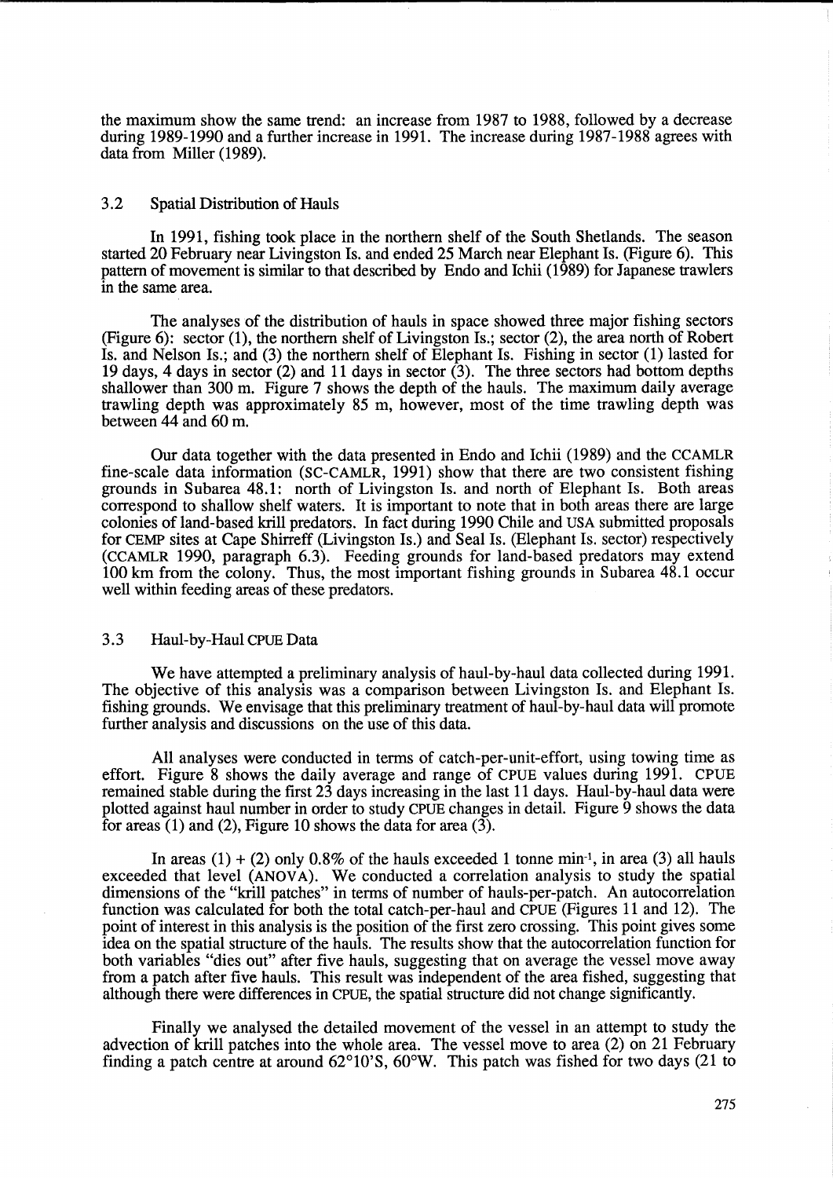the maximum show the same trend: an increase from 1987 to 1988, followed by a decrease during 1989-1990 and a further increase in 1991. The increase during 1987-1988 agrees with data from Miller (1989).

### 3.2 Spatial Distribution of Hauls

In 1991, fishing took place in the northern shelf of the South Shetlands. The season started 20 February near Livingston Is. and ended 25 March near Elephant Is. (Figure 6). This pattern of movement is similar to that described by Endo and Ichii (1989) for Japanese trawlers in the same area.

The analyses of the distribution of hauls in space showed three major fishing sectors (Figure 6): sector (1), the northern shelf of Livingston Is.; sector (2), the area north of Robert Is. and Nelson Is.; and (3) the northern shelf of Elephant Is. Fishing in sector (1) lasted for 19 days, 4 days in sector (2) and 11 days in sector (3). The three sectors had bottom depths shallower than 300 m. Figure 7 shows the depth of the hauls. The maximum daily average trawling depth was approximately 85 m, however, most of the time trawling depth was between 44 and 60 m.

Our data together with the data presented in Endo and Ichii (1989) and the CCAMLR fine-scale data information (SC-CAMLR, 1991) show that there are two consistent fishing grounds in Subarea 48.1: north of Livingston Is. and north of Elephant Is. Both areas correspond to shallow shelf waters. It is important to note that in both areas there are large colonies of land-based krill predators. In fact during 1990 Chile and USA submitted proposals for CEMP sites at Cape Shirreff (Livingston Is.) and Seal Is. (Elephant Is. sector) respectively (CCAMLR 1990, paragraph 6.3). Feeding grounds for land-based predators may extend 100 km from the colony. Thus, the most important fishing grounds in Subarea 48.1 occur well within feeding areas of these predators.

### 3.3 Haul-by-Haul CPUE Data

We have attempted a preliminary analysis of haul-by-haul data collected during 1991. The objective of this analysis was a comparison between Livingston Is. and Elephant Is. fishing grounds. We envisage that this preliminary treatment of haul-by-haul data will promote further analysis and discussions on the use of this data.

All analyses were conducted in terms of catch-per-unit-effort, using towing time as effort. Figure 8 shows the daily average and range of CPUE values during 1991. CPUE remained stable during the first 23 days increasing in the last 11 days. Haul-by-haul data were plotted against haul number in order to study CPUE changes in detail. Figure 9 shows the data for areas (1) and (2), Figure 10 shows the data for area (3).

In areas (1) + (2) only 0.8% of the hauls exceeded 1 tonne $min^{-1}$, in area (3) all hauls exceeded that level (ANOVA). We conducted a correlation analysis to study the spatial dimensions of the "krill patches" in terms of number of hauls-per-patch. An autocorrelation function was calculated for both the total catch-per-haul and CPUE (Figures 11 and 12). The point of interest in this analysis is the position of the first zero crossing. This point gives some idea on the spatial structure of the hauls. The results show that the autocorrelation function for both variables "dies out" after five hauls, suggesting that on average the vessel move away from a patch after five hauls. This result was independent of the area fished, suggesting that although there were differences in CPUE, the spatial structure did not change significantly.

Finally we analysed the detailed movement of the vessel in an attempt to study the advection of krill patches into the whole area. The vessel move to area (2) on 21 February finding a patch centre at around 62°10'S, 60°W. This patch was fished for two days (21 to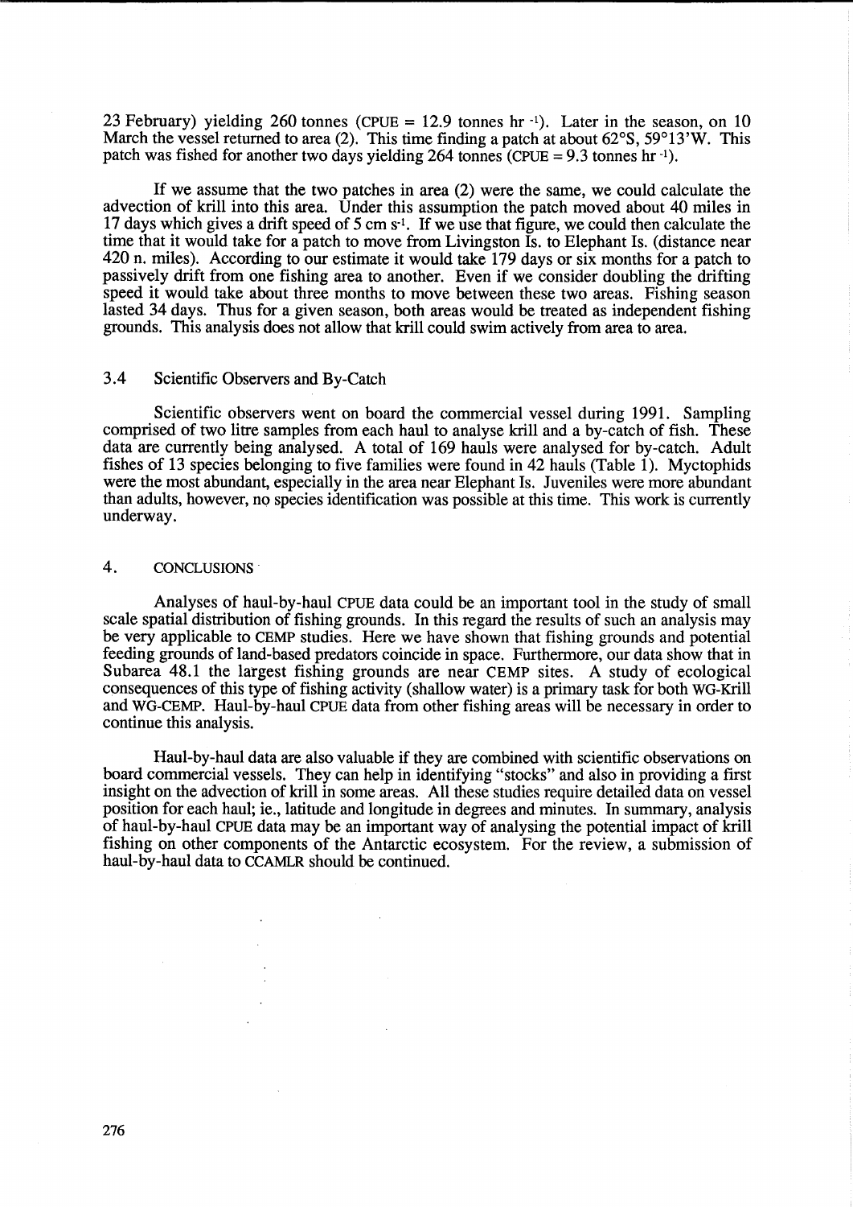23 February) yielding 260 tonnes (CPUE = 12.9 tonnes hr $^{-1}$). Later in the season, on 10 March the vessel returned to area (2). This time finding a patch at about 62°S, 59°13'W. This patch was fished for another two days yielding 264 tonnes (CPUE = 9.3 tonnes hr $^{-1}$).

If we assume that the two patches in area (2) were the same, we could calculate the advection of krill into this area. Under this assumption the patch moved about 40 miles in 17 days which gives a drift speed of 5 cm s $^{-1}$. If we use that figure, we could then calculate the time that it would take for a patch to move from Livingston Is. to Elephant Is. (distance near 420 n. miles). According to our estimate it would take 179 days or six months for a patch to passively drift from one fishing area to another. Even if we consider doubling the drifting speed it would take about three months to move between these two areas. Fishing season lasted 34 days. Thus for a given season, both areas would be treated as independent fishing grounds. This analysis does not allow that krill could swim actively from area to area.

### 3.4 Scientific Observers and By-Catch

Scientific observers went on board the commercial vessel during 1991. Sampling comprised of two litre samples from each haul to analyse krill and a by-catch of fish. These data are currently being analysed. A total of 169 hauls were analysed for by-catch. Adult fishes of 13 species belonging to five families were found in 42 hauls (Table 1). Myctophids were the most abundant, especially in the area near Elephant Is. Juveniles were more abundant than adults, however, no species identification was possible at this time. This work is currently underway.

## 4. CONCLUSIONS

Analyses of haul-by-haul CPUE data could be an important tool in the study of small scale spatial distribution of fishing grounds. In this regard the results of such an analysis may be very applicable to CEMP studies. Here we have shown that fishing grounds and potential feeding grounds of land-based predators coincide in space. Furthermore, our data show that in Subarea 48.1 the largest fishing grounds are near CEMP sites. A study of ecological consequences of this type of fishing activity (shallow water) is a primary task for both WG-Krill and WG-CEMP. Haul-by-haul CPUE data from other fishing areas will be necessary in order to continue this analysis.

Haul-by-haul data are also valuable if they are combined with scientific observations on board commercial vessels. They can help in identifying "stocks" and also in providing a first insight on the advection of krill in some areas. All these studies require detailed data on vessel position for each haul; ie., latitude and longitude in degrees and minutes. In summary, analysis of haul-by-haul CPUE data may be an important way of analysing the potential impact of krill fishing on other components of the Antarctic ecosystem. For the review, a submission of haul-by-haul data to CCAMLR should be continued.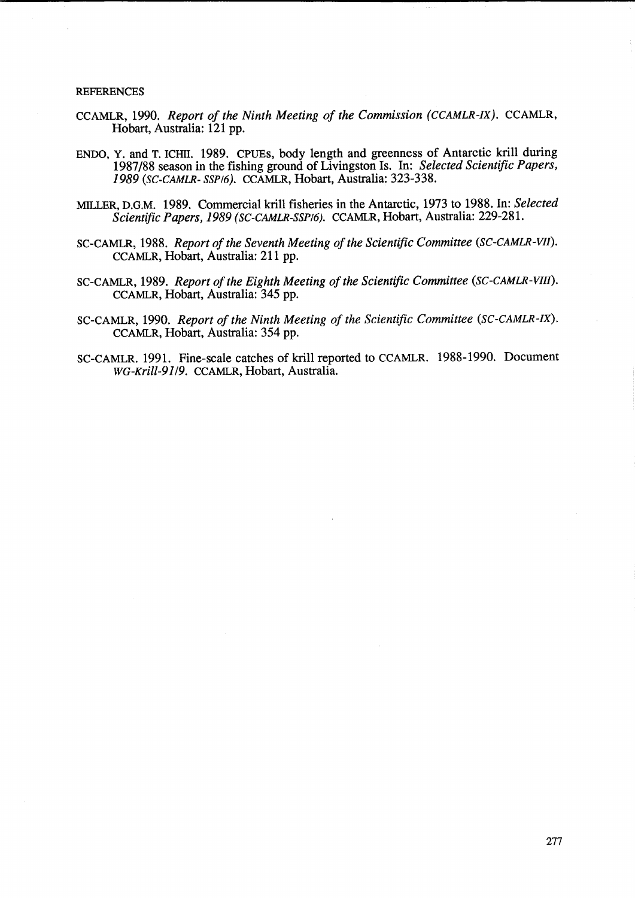## REFERENCES

CCAMLR, 1990. *Report of the Ninth Meeting of the Commission (CCAMLR-IX)*. CCAMLR, Hobart, Australia: 121 pp.

ENDO, Y. and T. ICHII. 1989. CPUEs, body length and greenness of Antarctic krill during 1987/88 season in the fishing ground of Livingston Is. In: *Selected Scientific Papers, 1989 (SC-CAMLR- SSP/6)*. CCAMLR, Hobart, Australia: 323-338.

MILLER, D.G.M. 1989. Commercial krill fisheries in the Antarctic, 1973 to 1988. In: *Selected Scientific Papers, 1989 (SC-CAMLR-SSP/6)*. CCAMLR, Hobart, Australia: 229-281.

SC-CAMLR, 1988. *Report of the Seventh Meeting of the Scientific Committee (SC-CAMLR-VII)*. CCAMLR, Hobart, Australia: 211 pp.

SC-CAMLR, 1989. *Report of the Eighth Meeting of the Scientific Committee (SC-CAMLR-VIII)*. CCAMLR, Hobart, Australia: 345 pp.

SC-CAMLR, 1990. *Report of the Ninth Meeting of the Scientific Committee (SC-CAMLR-IX)*. CCAMLR, Hobart, Australia: 354 pp.

SC-CAMLR. 1991. Fine-scale catches of krill reported to CCAMLR. 1988-1990. Document *WG-Krill-91/9*. CCAMLR, Hobart, Australia.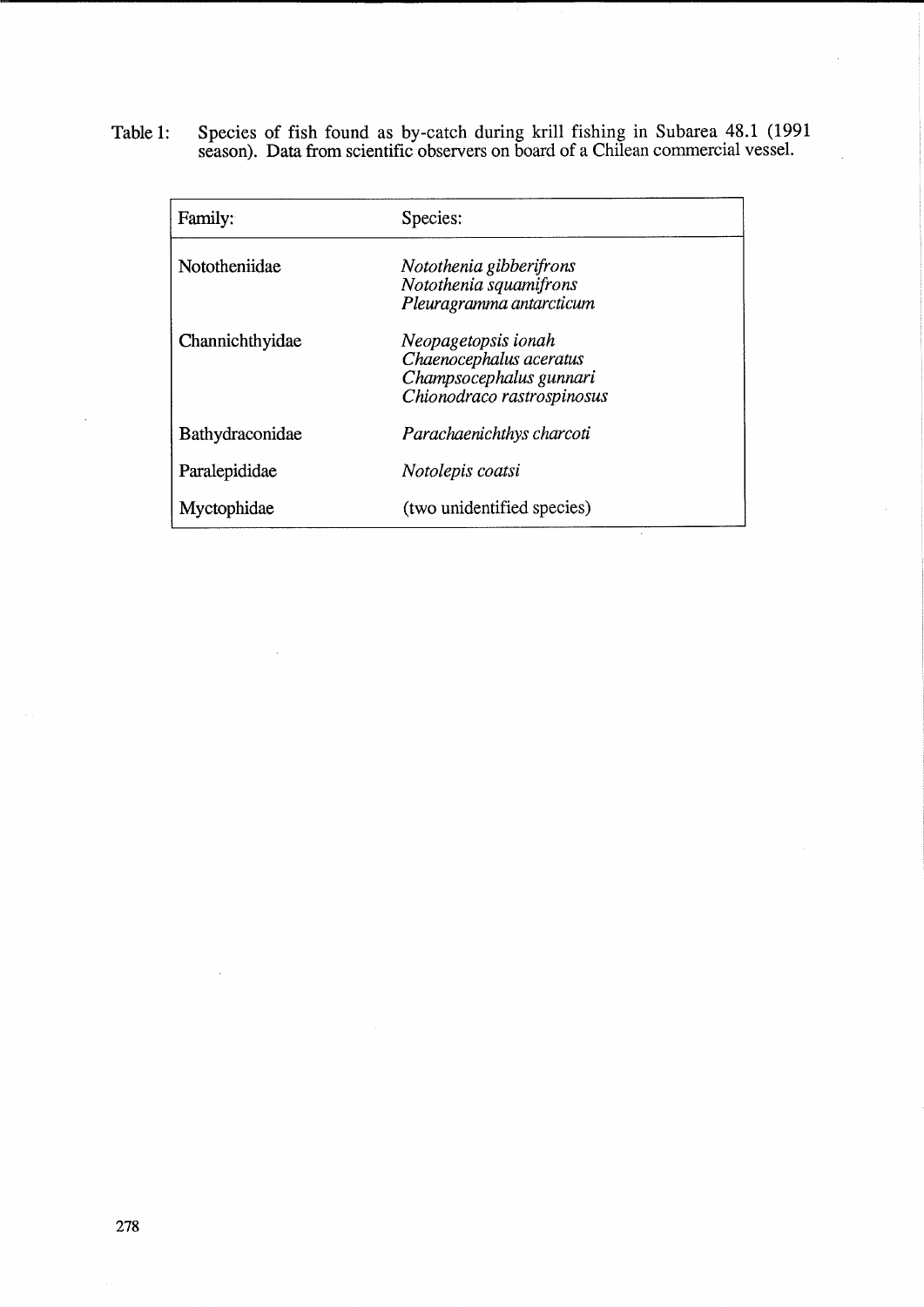Table 1: Species of fish found as by-catch during krill fishing in Subarea 48.1 (1991 season). Data from scientific observers on board of a Chilean commercial vessel.

| Family: | Species: |
|---|---|
| Nototheniidae | *Nothothenia gibberifrons*<br>*Nothothenia squamifrons*<br>*Pleuragramma antarcticum* |
| Channichthyidae | *Neopagetopsis ionah*<br>*Chaenocephalus aceratus*<br>*Champsocephalus gunnari*<br>*Chionodraco rastrospinosus* |
| Bathydraconidae | *Parachaenichthys charcoti* |
| Paralepididae | *Notolepis coatsi* |
| Myctophidae | (two unidentified species) |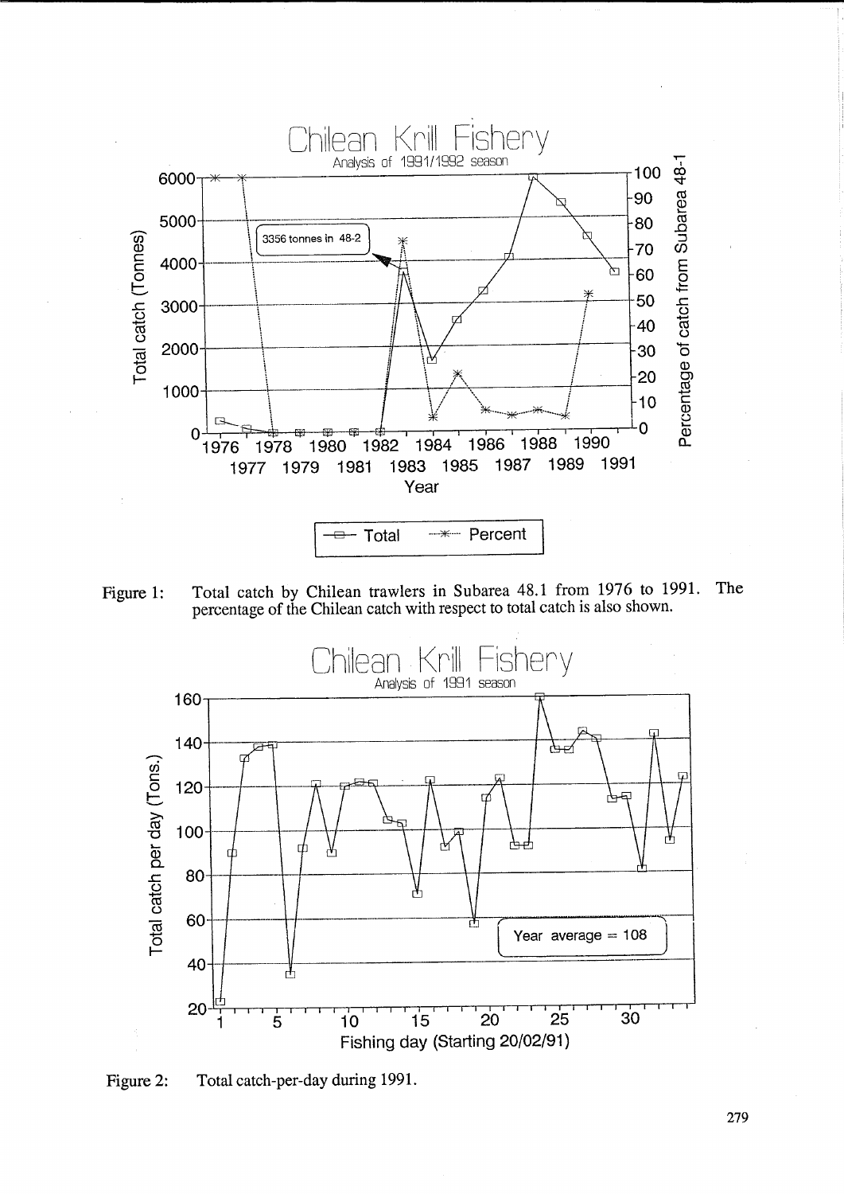Figure 1: Total catch by Chilean trawlers in Subarea 48.1 from 1976 to 1991. The percentage of the Chilean catch with respect to total catch is also shown.

Figure 2: Total catch-per-day during 1991.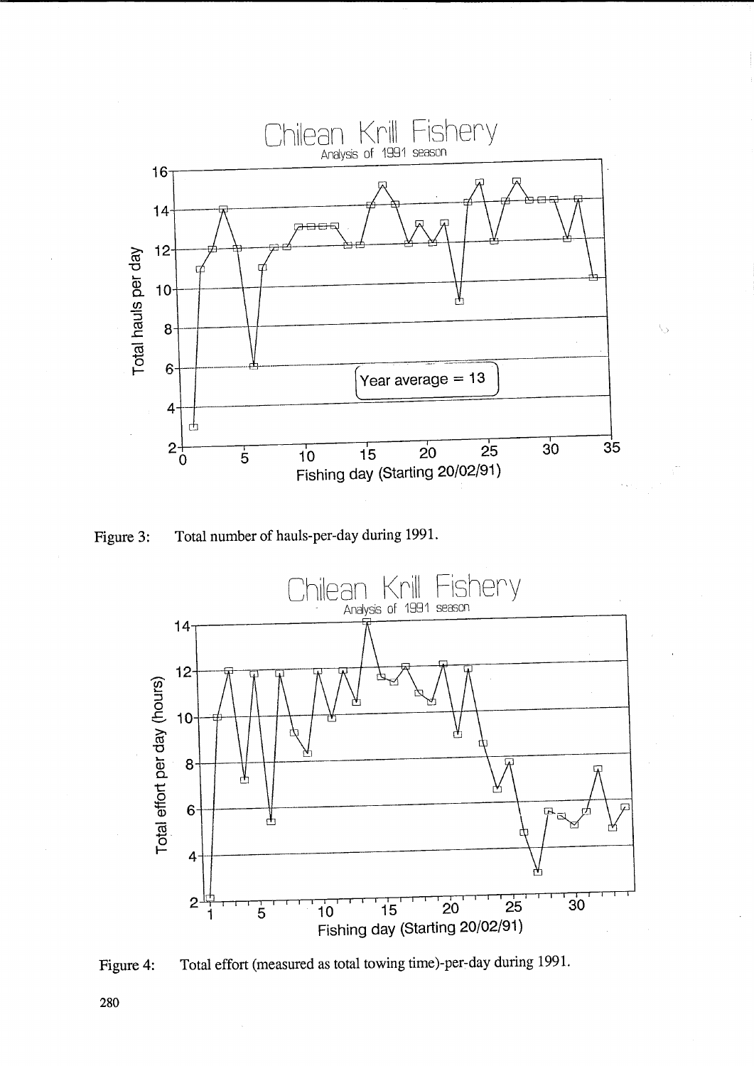Figure 3: Total number of hauls-per-day during 1991.

Figure 4: Total effort (measured as total towing time)-per-day during 1991.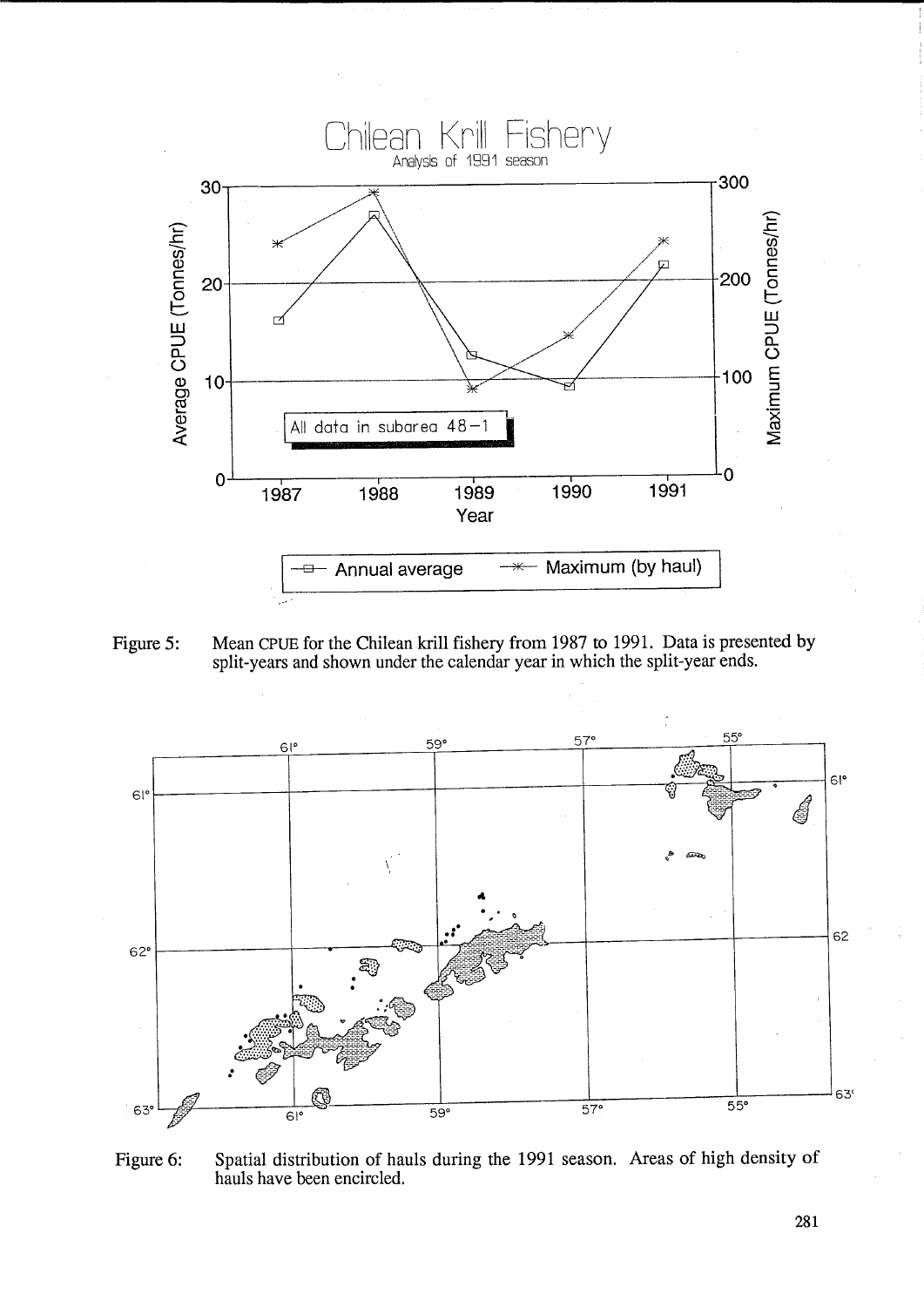Figure 5: Mean CPUE for the Chilean krill fishery from 1987 to 1991. Data is presented by split-years and shown under the calendar year in which the split-year ends.

Figure 6: Spatial distribution of hauls during the 1991 season. Areas of high density of hauls have been encircled.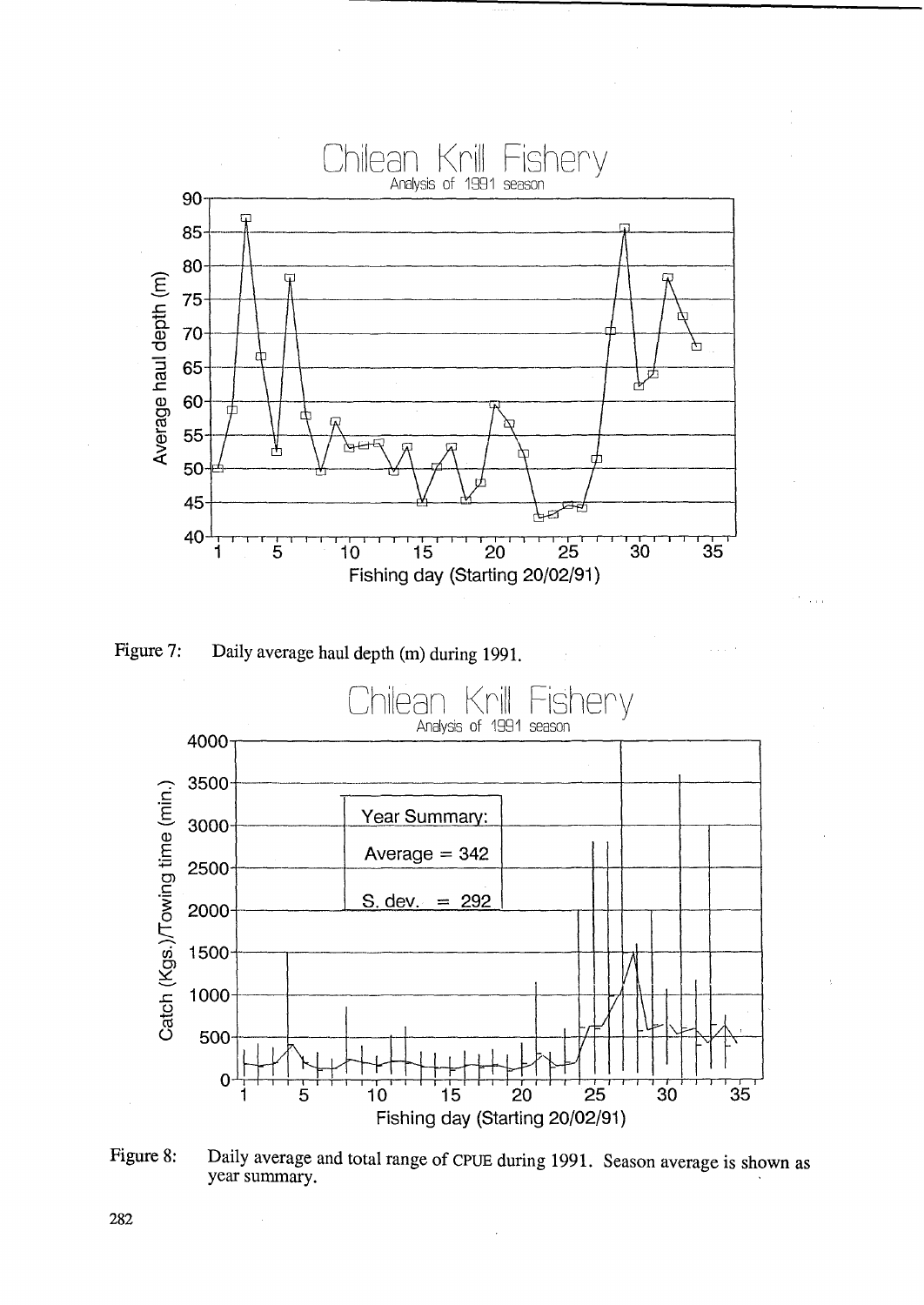Figure 7: Daily average haul depth (m) during 1991.

Figure 8: Daily average and total range of CPUE during 1991. Season average is shown as year summary.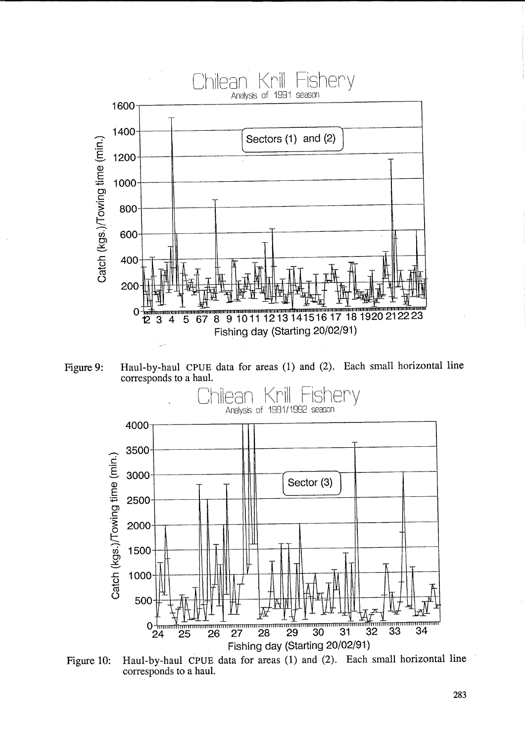Figure 9: Haul-by-haul CPUE data for areas (1) and (2). Each small horizontal line corresponds to a haul.

Figure 10: Haul-by-haul CPUE data for areas (1) and (2). Each small horizontal line corresponds to a haul.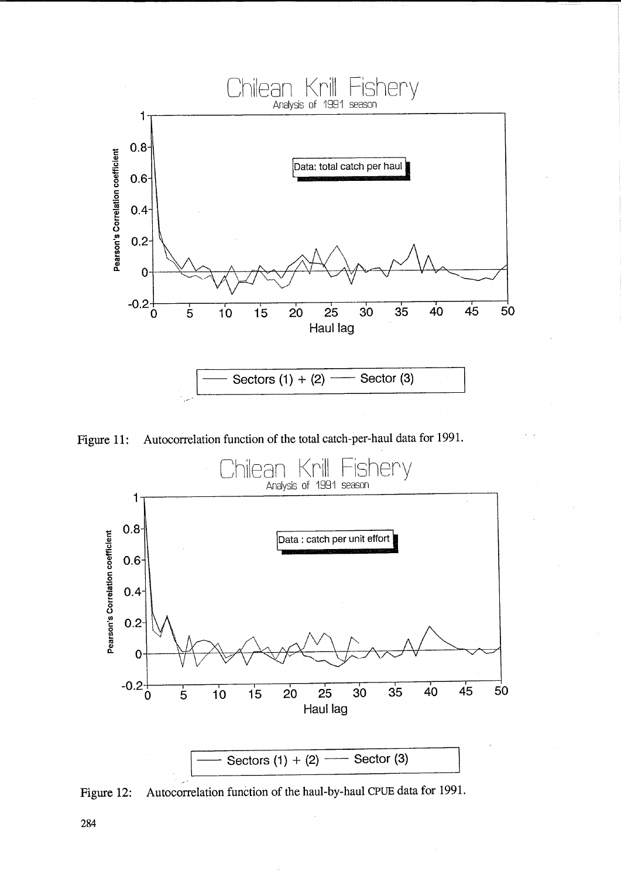Figure 11: Autocorrelation function of the total catch-per-haul data for 1991.

Figure 12: Autocorrelation function of the haul-by-haul CPUE data for 1991.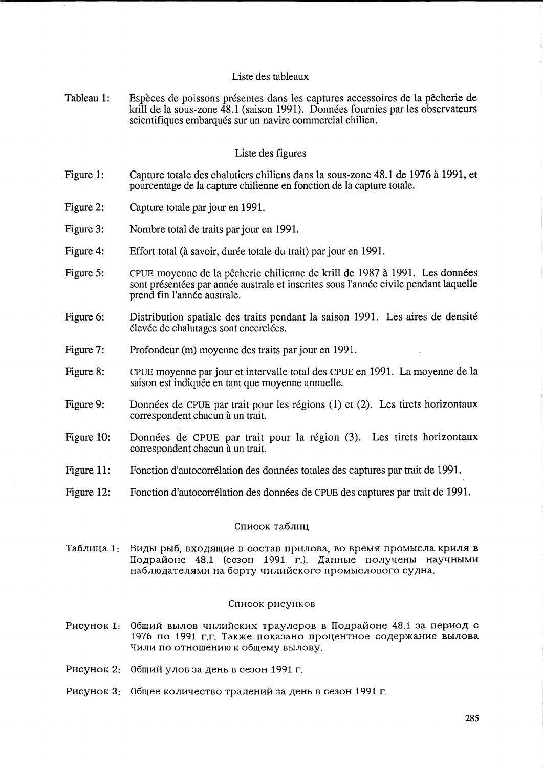## Liste des tableaux

Tableau 1: Espèces de poissons présentes dans les captures accessoires de la pêcherie de krill de la sous-zone 48.1 (saison 1991). Données fournies par les observateurs scientifiques embarqués sur un navire commercial chilien.

## Liste des figures

Figure 1: Capture totale des chalutiers chiliens dans la sous-zone 48.1 de 1976 à 1991, et pourcentage de la capture chilienne en fonction de la capture totale.

Figure 2: Capture totale par jour en 1991.

Figure 3: Nombre total de traits par jour en 1991.

Figure 4: Effort total (à savoir, durée totale du trait) par jour en 1991.

Figure 5: CPUE moyenne de la pêcherie chilienne de krill de 1987 à 1991. Les données sont présentées par année australe et inscrites sous l'année civile pendant laquelle prend fin l'année australe.

Figure 6: Distribution spatiale des traits pendant la saison 1991. Les aires de densité élevée de chalutages sont encerclées.

Figure 7: Profondeur (m) moyenne des traits par jour en 1991.

Figure 8: CPUE moyenne par jour et intervalle total des CPUE en 1991. La moyenne de la saison est indiquée en tant que moyenne annuelle.

Figure 9: Données de CPUE par trait pour les régions (1) et (2). Les tirets horizontaux correspondent chacun à un trait.

Figure 10: Données de CPUE par trait pour la région (3). Les tirets horizontaux correspondent chacun à un trait.

Figure 11: Fonction d'autocorrélation des données totales des captures par trait de 1991.

Figure 12: Fonction d'autocorrélation des données de CPUE des captures par trait de 1991.

## Список таблиц

Таблица 1: Виды рыб, входящие в состав прилова, во время промысла криля в Подрайоне 48.1 (сезон 1991 г.). Данные получены научными наблюдателями на борту чилийского промыслового судна.

## Список рисунков

Рисунок 1: Общий вылов чилийских траулеров в Подрайоне 48.1 за период с 1976 по 1991 г.г. Также показано процентное содержание вылова Чили по отношению к общему вылову.

Рисунок 2: Общий улов за день в сезон 1991 г.

Рисунок 3: Общее количество тралений за день в сезон 1991 г.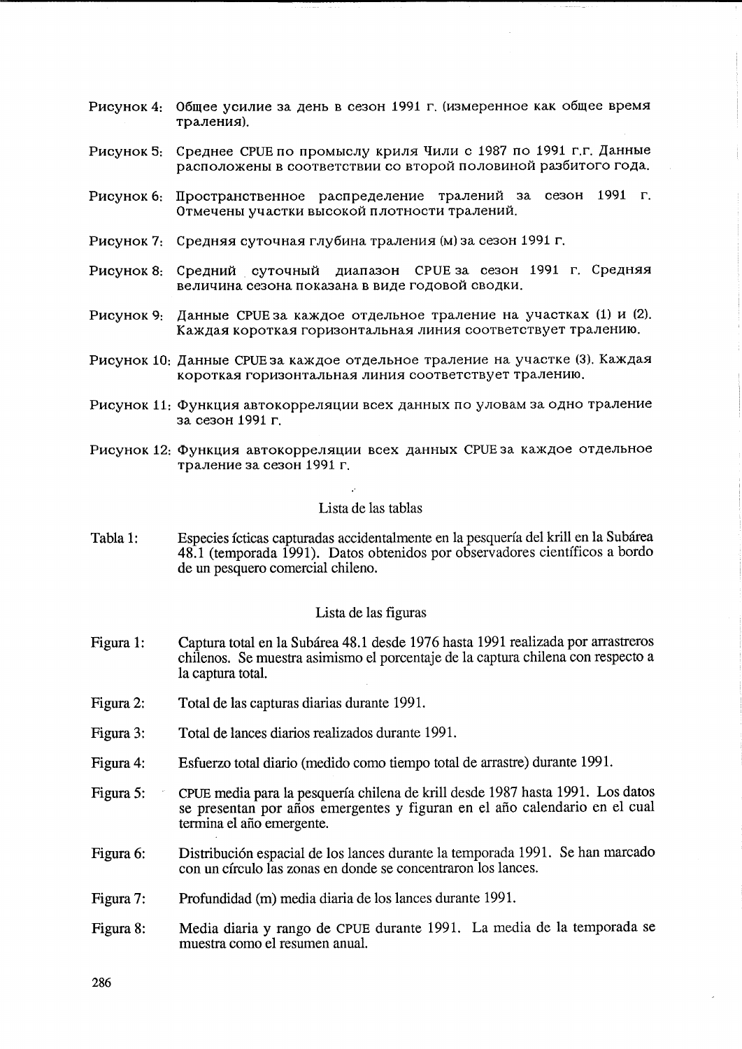Рисунок 4: Общее усилие за день в сезон 1991 г. (измеренное как общее время траления).

Рисунок 5: Среднее CPUE по промыслу криля Чили с 1987 по 1991 г.г. Данные расположены в соответствии со второй половиной разбитого года.

Рисунок 6: Пространственное распределение тралений за сезон 1991 г. Отмечены участки высокой плотности тралений.

Рисунок 7: Средняя суточная глубина траления (м) за сезон 1991 г.

Рисунок 8: Средний суточный диапазон CPUE за сезон 1991 г. Средняя величина сезона показана в виде годовой сводки.

Рисунок 9: Данные CPUE за каждое отдельное траление на участках (1) и (2). Каждая короткая горизонтальная линия соответствует тралению.

Рисунок 10: Данные CPUE за каждое отдельное траление на участке (3). Каждая короткая горизонтальная линия соответствует тралению.

Рисунок 11: Функция автокорреляции всех данных по уловам за одно траление за сезон 1991 г.

Рисунок 12: Функция автокорреляции всех данных CPUE за каждое отдельное траление за сезон 1991 г.

## Lista de las tablas

Tabla 1: Especies ícticas capturadas accidentalmente en la pesquería del krill en la Subárea 48.1 (temporada 1991). Datos obtenidos por observadores científicos a bordo de un pesquero comercial chileno.

## Lista de las figuras

Figura 1: Captura total en la Subárea 48.1 desde 1976 hasta 1991 realizada por arrastreros chilenos. Se muestra asimismo el porcentaje de la captura chilena con respecto a la captura total.

Figura 2: Total de las capturas diarias durante 1991.

Figura 3: Total de lances diarios realizados durante 1991.

Figura 4: Esfuerzo total diario (medido como tiempo total de arrastre) durante 1991.

Figura 5: CPUE media para la pesquería chilena de krill desde 1987 hasta 1991. Los datos se presentan por años emergentes y figuran en el año calendario en el cual termina el año emergente.

Figura 6: Distribución espacial de los lances durante la temporada 1991. Se han marcado con un círculo las zonas en donde se concentraron los lances.

Figura 7: Profundidad (m) media diaria de los lances durante 1991.

Figura 8: Media diaria y rango de CPUE durante 1991. La media de la temporada se muestra como el resumen anual.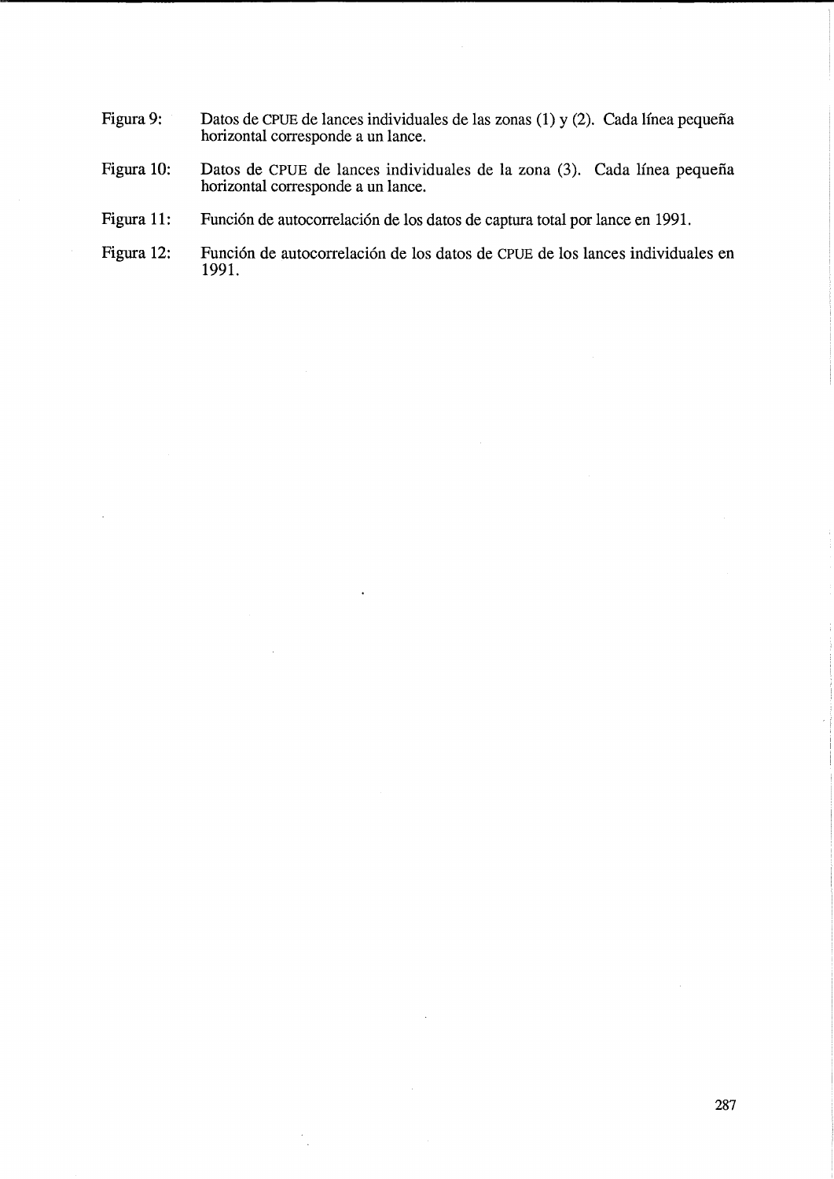Figura 9: Datos de CPUE de lances individuales de las zonas (1) y (2). Cada línea pequeña horizontal corresponde a un lance.

Figura 10: Datos de CPUE de lances individuales de la zona (3). Cada línea pequeña horizontal corresponde a un lance.

Figura 11: Función de autocorrelación de los datos de captura total por lance en 1991.

Figura 12: Función de autocorrelación de los datos de CPUE de los lances individuales en 1991.